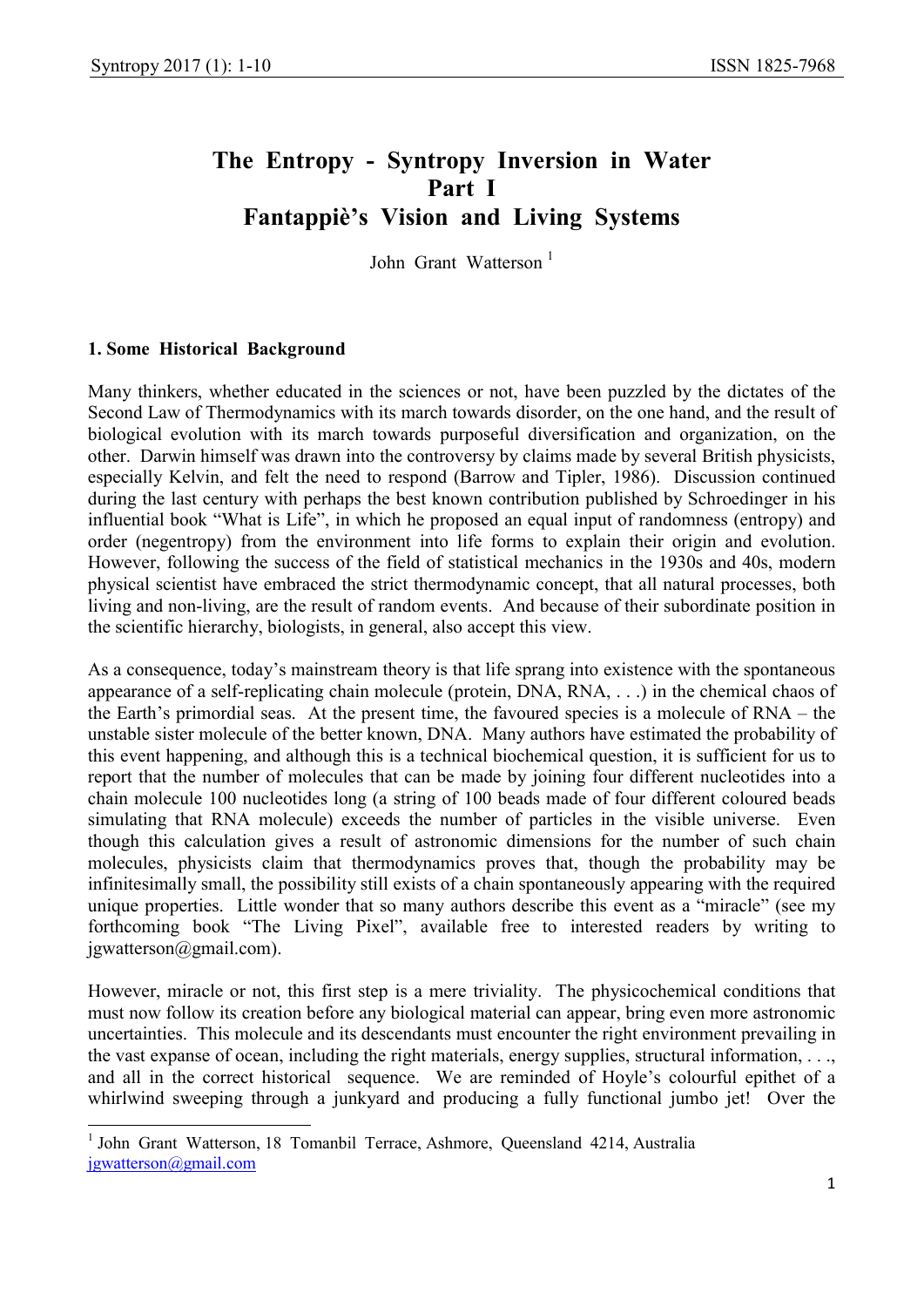# The Entropy - Syntropy Inversion in Water
# Part I
# Fantappiè's Vision and Living Systems

John Grant Watterson [1]

## 1. Some Historical Background

Many thinkers, whether educated in the sciences or not, have been puzzled by the dictates of the Second Law of Thermodynamics with its march towards disorder, on the one hand, and the result of biological evolution with its march towards purposeful diversification and organization, on the other. Darwin himself was drawn into the controversy by claims made by several British physicists, especially Kelvin, and felt the need to respond (Barrow and Tipler, 1986). Discussion continued during the last century with perhaps the best known contribution published by Schroedinger in his influential book "What is Life", in which he proposed an equal input of randomness (entropy) and order (negentropy) from the environment into life forms to explain their origin and evolution. However, following the success of the field of statistical mechanics in the 1930s and 40s, modern physical scientist have embraced the strict thermodynamic concept, that all natural processes, both living and non-living, are the result of random events. And because of their subordinate position in the scientific hierarchy, biologists, in general, also accept this view.

As a consequence, today's mainstream theory is that life sprang into existence with the spontaneous appearance of a self-replicating chain molecule (protein, DNA, RNA, . . .) in the chemical chaos of the Earth's primordial seas. At the present time, the favoured species is a molecule of RNA – the unstable sister molecule of the better known, DNA. Many authors have estimated the probability of this event happening, and although this is a technical biochemical question, it is sufficient for us to report that the number of molecules that can be made by joining four different nucleotides into a chain molecule 100 nucleotides long (a string of 100 beads made of four different coloured beads simulating that RNA molecule) exceeds the number of particles in the visible universe. Even though this calculation gives a result of astronomic dimensions for the number of such chain molecules, physicists claim that thermodynamics proves that, though the probability may be infinitesimally small, the possibility still exists of a chain spontaneously appearing with the required unique properties. Little wonder that so many authors describe this event as a "miracle" (see my forthcoming book "The Living Pixel", available free to interested readers by writing to jgwatterson@gmail.com).

However, miracle or not, this first step is a mere triviality. The physicochemical conditions that must now follow its creation before any biological material can appear, bring even more astronomic uncertainties. This molecule and its descendants must encounter the right environment prevailing in the vast expanse of ocean, including the right materials, energy supplies, structural information, . . ., and all in the correct historical sequence. We are reminded of Hoyle's colourful epithet of a whirlwind sweeping through a junkyard and producing a fully functional jumbo jet! Over the

---

[1] John Grant Watterson, 18 Tomanbil Terrace, Ashmore, Queensland 4214, Australia jgwatterson@gmail.com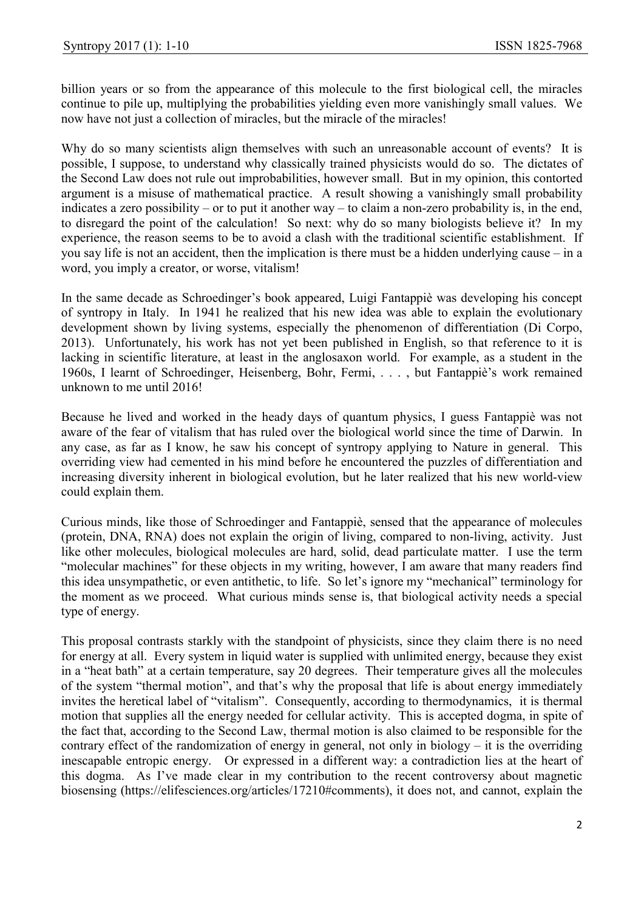billion years or so from the appearance of this molecule to the first biological cell, the miracles continue to pile up, multiplying the probabilities yielding even more vanishingly small values. We now have not just a collection of miracles, but the miracle of the miracles!

Why do so many scientists align themselves with such an unreasonable account of events? It is possible, I suppose, to understand why classically trained physicists would do so. The dictates of the Second Law does not rule out improbabilities, however small. But in my opinion, this contorted argument is a misuse of mathematical practice. A result showing a vanishingly small probability indicates a zero possibility – or to put it another way – to claim a non-zero probability is, in the end, to disregard the point of the calculation! So next: why do so many biologists believe it? In my experience, the reason seems to be to avoid a clash with the traditional scientific establishment. If you say life is not an accident, then the implication is there must be a hidden underlying cause – in a word, you imply a creator, or worse, vitalism!

In the same decade as Schroedinger's book appeared, Luigi Fantappiè was developing his concept of syntropy in Italy. In 1941 he realized that his new idea was able to explain the evolutionary development shown by living systems, especially the phenomenon of differentiation (Di Corpo, 2013). Unfortunately, his work has not yet been published in English, so that reference to it is lacking in scientific literature, at least in the anglosaxon world. For example, as a student in the 1960s, I learnt of Schroedinger, Heisenberg, Bohr, Fermi, . . . , but Fantappiè's work remained unknown to me until 2016!

Because he lived and worked in the heady days of quantum physics, I guess Fantappiè was not aware of the fear of vitalism that has ruled over the biological world since the time of Darwin. In any case, as far as I know, he saw his concept of syntropy applying to Nature in general. This overriding view had cemented in his mind before he encountered the puzzles of differentiation and increasing diversity inherent in biological evolution, but he later realized that his new world-view could explain them.

Curious minds, like those of Schroedinger and Fantappiè, sensed that the appearance of molecules (protein, DNA, RNA) does not explain the origin of living, compared to non-living, activity. Just like other molecules, biological molecules are hard, solid, dead particulate matter. I use the term "molecular machines" for these objects in my writing, however, I am aware that many readers find this idea unsympathetic, or even antithetic, to life. So let's ignore my "mechanical" terminology for the moment as we proceed. What curious minds sense is, that biological activity needs a special type of energy.

This proposal contrasts starkly with the standpoint of physicists, since they claim there is no need for energy at all. Every system in liquid water is supplied with unlimited energy, because they exist in a "heat bath" at a certain temperature, say 20 degrees. Their temperature gives all the molecules of the system "thermal motion", and that's why the proposal that life is about energy immediately invites the heretical label of "vitalism". Consequently, according to thermodynamics, it is thermal motion that supplies all the energy needed for cellular activity. This is accepted dogma, in spite of the fact that, according to the Second Law, thermal motion is also claimed to be responsible for the contrary effect of the randomization of energy in general, not only in biology – it is the overriding inescapable entropic energy. Or expressed in a different way: a contradiction lies at the heart of this dogma. As I've made clear in my contribution to the recent controversy about magnetic biosensing (https://elifesciences.org/articles/17210#comments), it does not, and cannot, explain the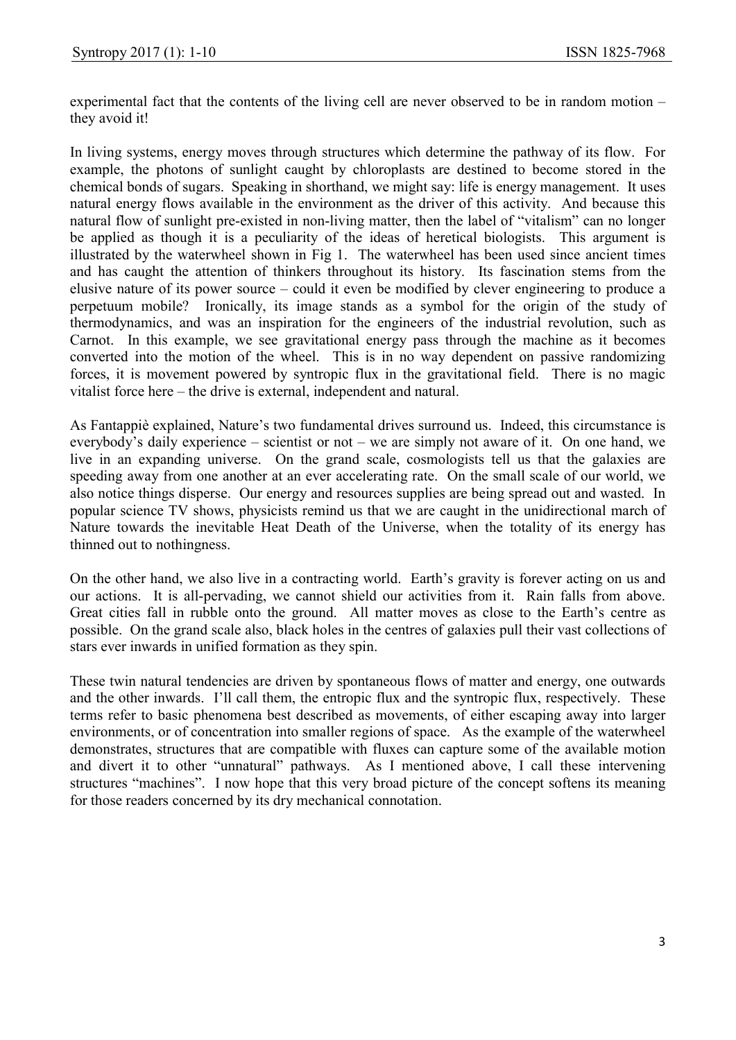experimental fact that the contents of the living cell are never observed to be in random motion – they avoid it!

In living systems, energy moves through structures which determine the pathway of its flow. For example, the photons of sunlight caught by chloroplasts are destined to become stored in the chemical bonds of sugars. Speaking in shorthand, we might say: life is energy management. It uses natural energy flows available in the environment as the driver of this activity. And because this natural flow of sunlight pre-existed in non-living matter, then the label of "vitalism" can no longer be applied as though it is a peculiarity of the ideas of heretical biologists. This argument is illustrated by the waterwheel shown in Fig 1. The waterwheel has been used since ancient times and has caught the attention of thinkers throughout its history. Its fascination stems from the elusive nature of its power source – could it even be modified by clever engineering to produce a perpetuum mobile? Ironically, its image stands as a symbol for the origin of the study of thermodynamics, and was an inspiration for the engineers of the industrial revolution, such as Carnot. In this example, we see gravitational energy pass through the machine as it becomes converted into the motion of the wheel. This is in no way dependent on passive randomizing forces, it is movement powered by syntropic flux in the gravitational field. There is no magic vitalist force here – the drive is external, independent and natural.

As Fantappiè explained, Nature's two fundamental drives surround us. Indeed, this circumstance is everybody's daily experience – scientist or not – we are simply not aware of it. On one hand, we live in an expanding universe. On the grand scale, cosmologists tell us that the galaxies are speeding away from one another at an ever accelerating rate. On the small scale of our world, we also notice things disperse. Our energy and resources supplies are being spread out and wasted. In popular science TV shows, physicists remind us that we are caught in the unidirectional march of Nature towards the inevitable Heat Death of the Universe, when the totality of its energy has thinned out to nothingness.

On the other hand, we also live in a contracting world. Earth's gravity is forever acting on us and our actions. It is all-pervading, we cannot shield our activities from it. Rain falls from above. Great cities fall in rubble onto the ground. All matter moves as close to the Earth's centre as possible. On the grand scale also, black holes in the centres of galaxies pull their vast collections of stars ever inwards in unified formation as they spin.

These twin natural tendencies are driven by spontaneous flows of matter and energy, one outwards and the other inwards. I'll call them, the entropic flux and the syntropic flux, respectively. These terms refer to basic phenomena best described as movements, of either escaping away into larger environments, or of concentration into smaller regions of space. As the example of the waterwheel demonstrates, structures that are compatible with fluxes can capture some of the available motion and divert it to other "unnatural" pathways. As I mentioned above, I call these intervening structures "machines". I now hope that this very broad picture of the concept softens its meaning for those readers concerned by its dry mechanical connotation.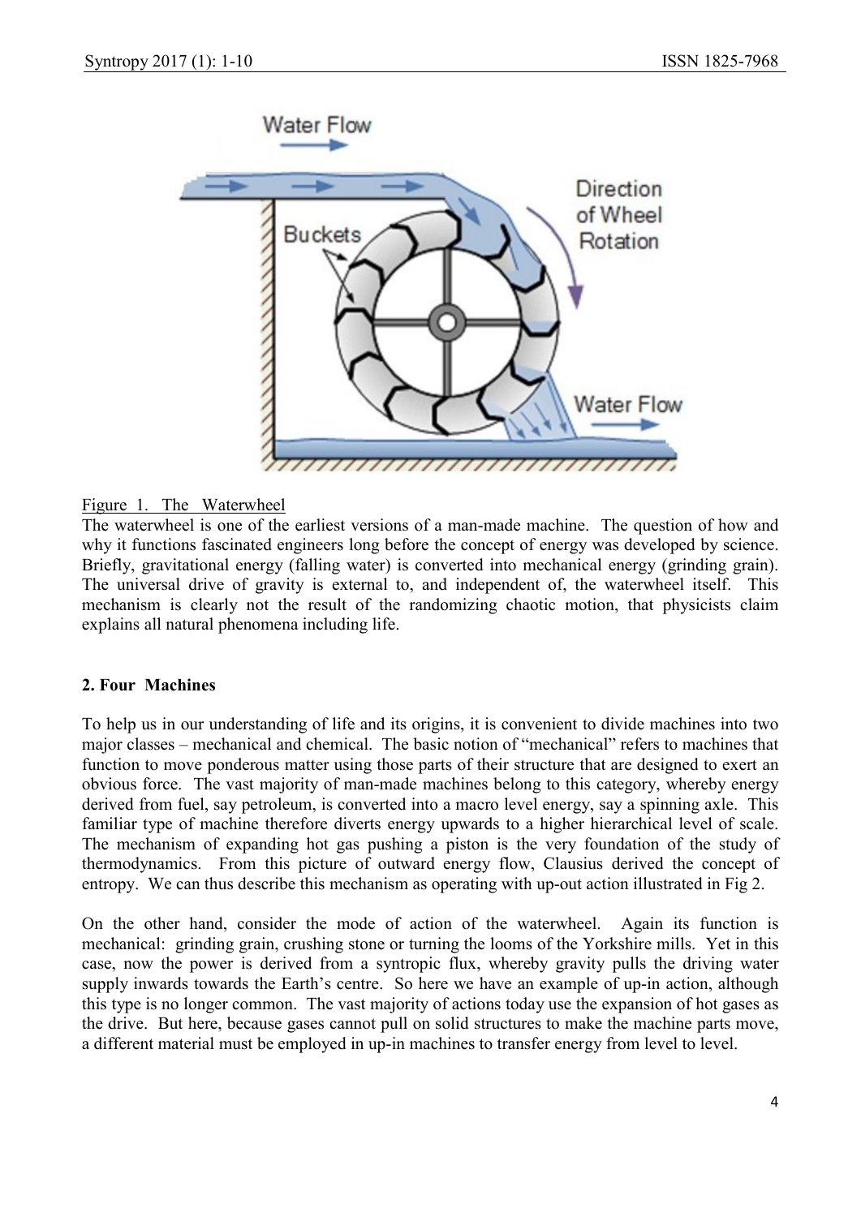Figure 1. The Waterwheel

The waterwheel is one of the earliest versions of a man-made machine. The question of how and why it functions fascinated engineers long before the concept of energy was developed by science. Briefly, gravitational energy (falling water) is converted into mechanical energy (grinding grain). The universal drive of gravity is external to, and independent of, the waterwheel itself. This mechanism is clearly not the result of the randomizing chaotic motion, that physicists claim explains all natural phenomena including life.

## 2. Four Machines

To help us in our understanding of life and its origins, it is convenient to divide machines into two major classes – mechanical and chemical. The basic notion of "mechanical" refers to machines that function to move ponderous matter using those parts of their structure that are designed to exert an obvious force. The vast majority of man-made machines belong to this category, whereby energy derived from fuel, say petroleum, is converted into a macro level energy, say a spinning axle. This familiar type of machine therefore diverts energy upwards to a higher hierarchical level of scale. The mechanism of expanding hot gas pushing a piston is the very foundation of the study of thermodynamics. From this picture of outward energy flow, Clausius derived the concept of entropy. We can thus describe this mechanism as operating with up-out action illustrated in Fig 2.

On the other hand, consider the mode of action of the waterwheel. Again its function is mechanical: grinding grain, crushing stone or turning the looms of the Yorkshire mills. Yet in this case, now the power is derived from a syntropic flux, whereby gravity pulls the driving water supply inwards towards the Earth's centre. So here we have an example of up-in action, although this type is no longer common. The vast majority of actions today use the expansion of hot gases as the drive. But here, because gases cannot pull on solid structures to make the machine parts move, a different material must be employed in up-in machines to transfer energy from level to level.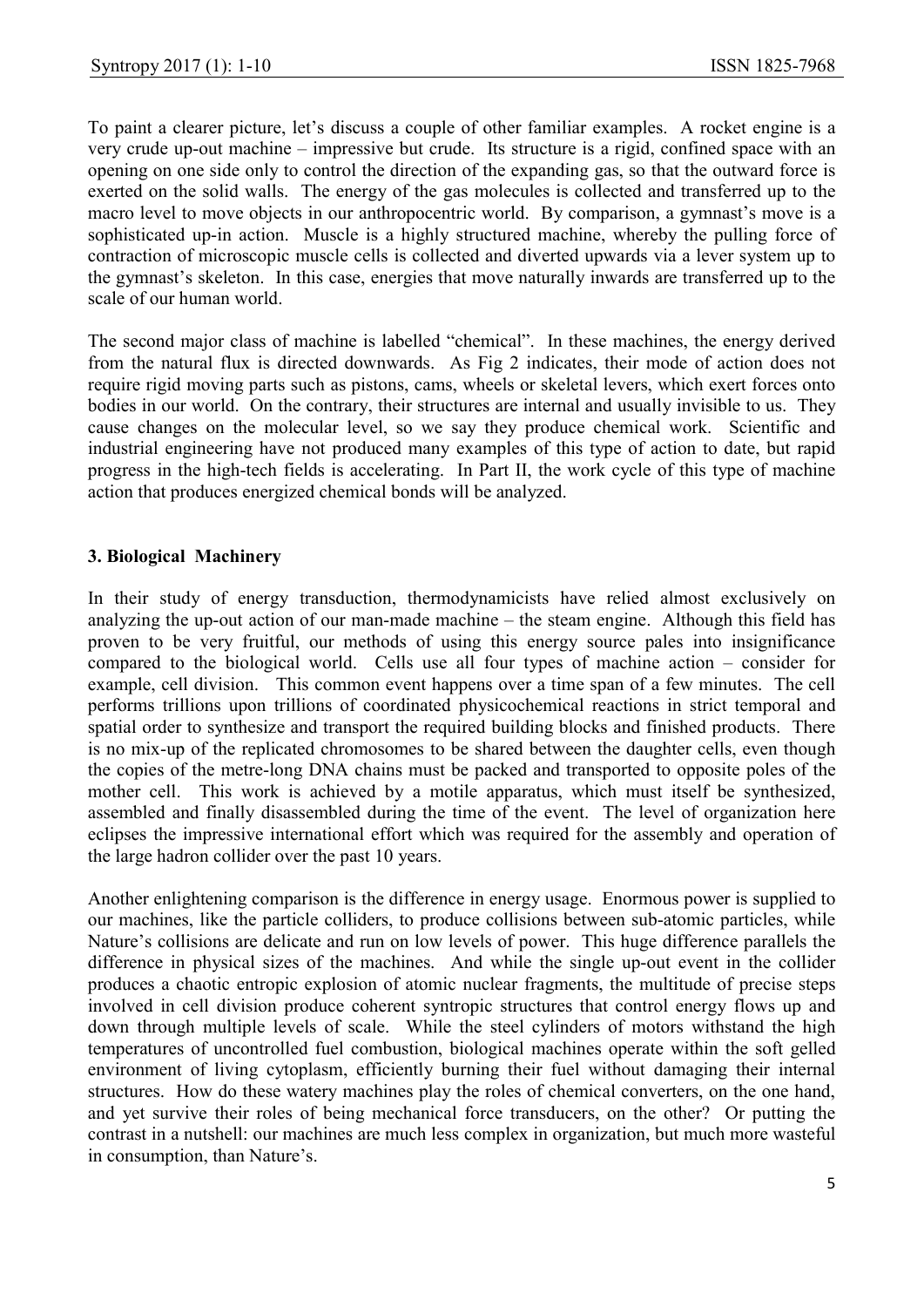To paint a clearer picture, let's discuss a couple of other familiar examples. A rocket engine is a very crude up-out machine – impressive but crude. Its structure is a rigid, confined space with an opening on one side only to control the direction of the expanding gas, so that the outward force is exerted on the solid walls. The energy of the gas molecules is collected and transferred up to the macro level to move objects in our anthropocentric world. By comparison, a gymnast's move is a sophisticated up-in action. Muscle is a highly structured machine, whereby the pulling force of contraction of microscopic muscle cells is collected and diverted upwards via a lever system up to the gymnast's skeleton. In this case, energies that move naturally inwards are transferred up to the scale of our human world.

The second major class of machine is labelled "chemical". In these machines, the energy derived from the natural flux is directed downwards. As Fig 2 indicates, their mode of action does not require rigid moving parts such as pistons, cams, wheels or skeletal levers, which exert forces onto bodies in our world. On the contrary, their structures are internal and usually invisible to us. They cause changes on the molecular level, so we say they produce chemical work. Scientific and industrial engineering have not produced many examples of this type of action to date, but rapid progress in the high-tech fields is accelerating. In Part II, the work cycle of this type of machine action that produces energized chemical bonds will be analyzed.

## 3. Biological Machinery

In their study of energy transduction, thermodynamicists have relied almost exclusively on analyzing the up-out action of our man-made machine – the steam engine. Although this field has proven to be very fruitful, our methods of using this energy source pales into insignificance compared to the biological world. Cells use all four types of machine action – consider for example, cell division. This common event happens over a time span of a few minutes. The cell performs trillions upon trillions of coordinated physicochemical reactions in strict temporal and spatial order to synthesize and transport the required building blocks and finished products. There is no mix-up of the replicated chromosomes to be shared between the daughter cells, even though the copies of the metre-long DNA chains must be packed and transported to opposite poles of the mother cell. This work is achieved by a motile apparatus, which must itself be synthesized, assembled and finally disassembled during the time of the event. The level of organization here eclipses the impressive international effort which was required for the assembly and operation of the large hadron collider over the past 10 years.

Another enlightening comparison is the difference in energy usage. Enormous power is supplied to our machines, like the particle colliders, to produce collisions between sub-atomic particles, while Nature's collisions are delicate and run on low levels of power. This huge difference parallels the difference in physical sizes of the machines. And while the single up-out event in the collider produces a chaotic entropic explosion of atomic nuclear fragments, the multitude of precise steps involved in cell division produce coherent syntropic structures that control energy flows up and down through multiple levels of scale. While the steel cylinders of motors withstand the high temperatures of uncontrolled fuel combustion, biological machines operate within the soft gelled environment of living cytoplasm, efficiently burning their fuel without damaging their internal structures. How do these watery machines play the roles of chemical converters, on the one hand, and yet survive their roles of being mechanical force transducers, on the other? Or putting the contrast in a nutshell: our machines are much less complex in organization, but much more wasteful in consumption, than Nature's.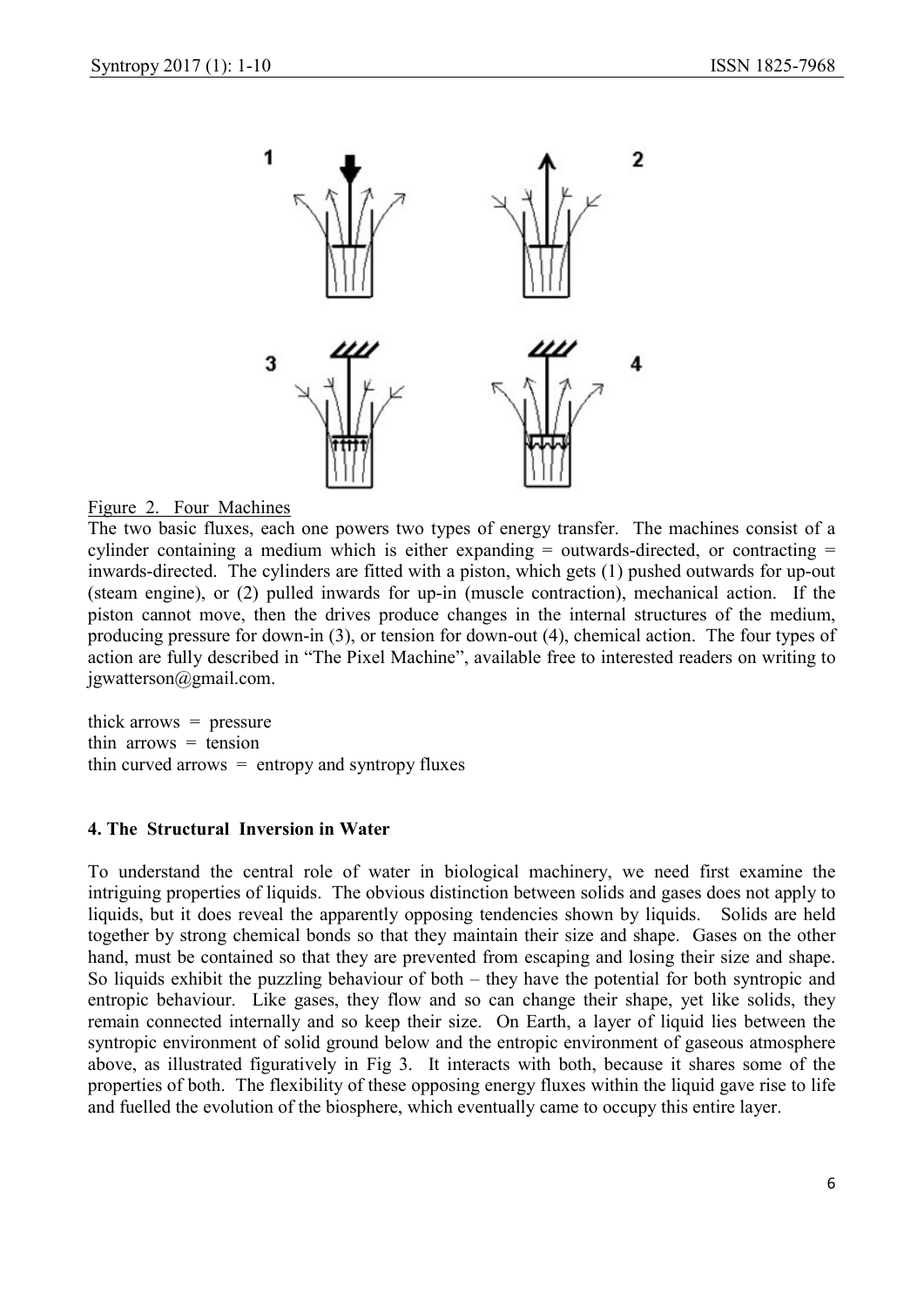Figure 2. Four Machines

The two basic fluxes, each one powers two types of energy transfer. The machines consist of a cylinder containing a medium which is either expanding = outwards-directed, or contracting = inwards-directed. The cylinders are fitted with a piston, which gets (1) pushed outwards for up-out (steam engine), or (2) pulled inwards for up-in (muscle contraction), mechanical action. If the piston cannot move, then the drives produce changes in the internal structures of the medium, producing pressure for down-in (3), or tension for down-out (4), chemical action. The four types of action are fully described in "The Pixel Machine", available free to interested readers on writing to jgwatterson@gmail.com.

thick arrows = pressure
thin arrows = tension
thin curved arrows = entropy and syntropy fluxes

### 4. The Structural Inversion in Water

To understand the central role of water in biological machinery, we need first examine the intriguing properties of liquids. The obvious distinction between solids and gases does not apply to liquids, but it does reveal the apparently opposing tendencies shown by liquids. Solids are held together by strong chemical bonds so that they maintain their size and shape. Gases on the other hand, must be contained so that they are prevented from escaping and losing their size and shape. So liquids exhibit the puzzling behaviour of both – they have the potential for both syntropic and entropic behaviour. Like gases, they flow and so can change their shape, yet like solids, they remain connected internally and so keep their size. On Earth, a layer of liquid lies between the syntropic environment of solid ground below and the entropic environment of gaseous atmosphere above, as illustrated figuratively in Fig 3. It interacts with both, because it shares some of the properties of both. The flexibility of these opposing energy fluxes within the liquid gave rise to life and fuelled the evolution of the biosphere, which eventually came to occupy this entire layer.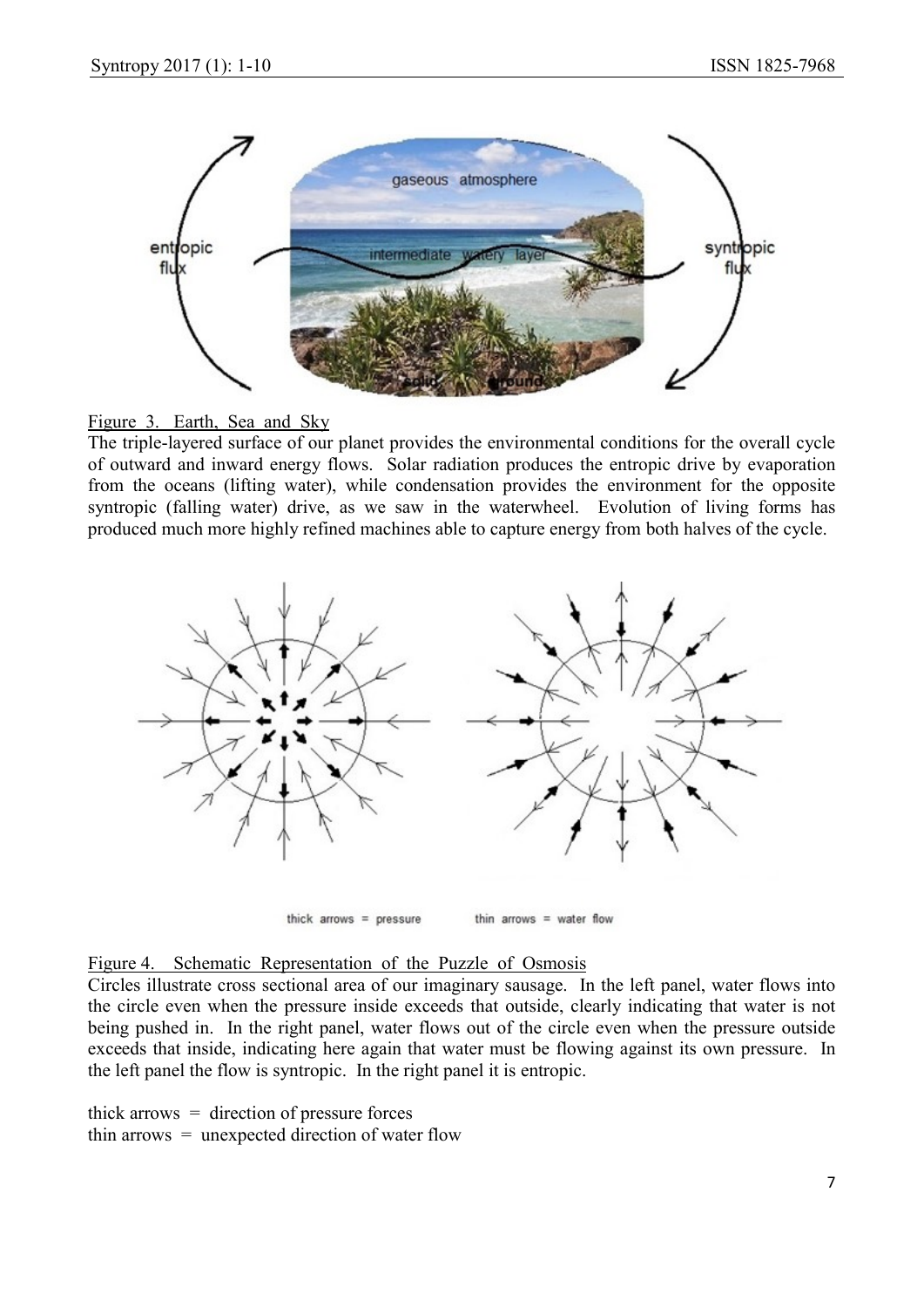Figure 3. Earth, Sea and Sky

The triple-layered surface of our planet provides the environmental conditions for the overall cycle of outward and inward energy flows. Solar radiation produces the entropic drive by evaporation from the oceans (lifting water), while condensation provides the environment for the opposite syntropic (falling water) drive, as we saw in the waterwheel. Evolution of living forms has produced much more highly refined machines able to capture energy from both halves of the cycle.

Figure 4. Schematic Representation of the Puzzle of Osmosis

Circles illustrate cross sectional area of our imaginary sausage. In the left panel, water flows into the circle even when the pressure inside exceeds that outside, clearly indicating that water is not being pushed in. In the right panel, water flows out of the circle even when the pressure outside exceeds that inside, indicating here again that water must be flowing against its own pressure. In the left panel the flow is syntropic. In the right panel it is entropic.

thick arrows = direction of pressure forces
thin arrows = unexpected direction of water flow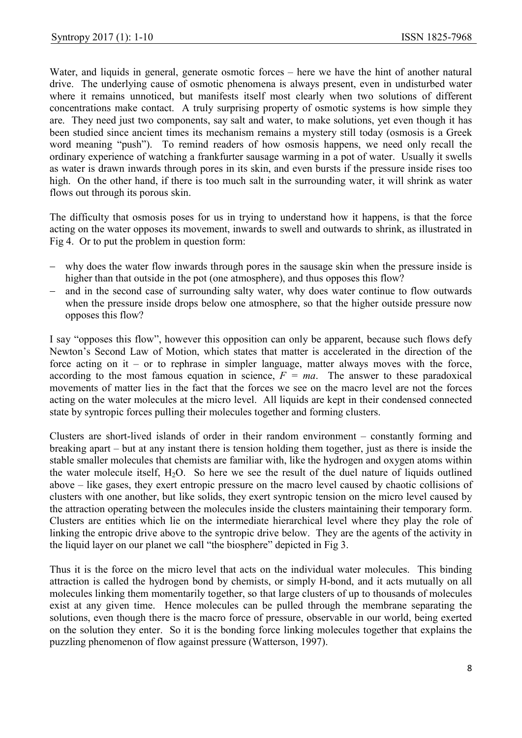Water, and liquids in general, generate osmotic forces – here we have the hint of another natural drive. The underlying cause of osmotic phenomena is always present, even in undisturbed water where it remains unnoticed, but manifests itself most clearly when two solutions of different concentrations make contact. A truly surprising property of osmotic systems is how simple they are. They need just two components, say salt and water, to make solutions, yet even though it has been studied since ancient times its mechanism remains a mystery still today (osmosis is a Greek word meaning "push"). To remind readers of how osmosis happens, we need only recall the ordinary experience of watching a frankfurter sausage warming in a pot of water. Usually it swells as water is drawn inwards through pores in its skin, and even bursts if the pressure inside rises too high. On the other hand, if there is too much salt in the surrounding water, it will shrink as water flows out through its porous skin.

The difficulty that osmosis poses for us in trying to understand how it happens, is that the force acting on the water opposes its movement, inwards to swell and outwards to shrink, as illustrated in Fig 4. Or to put the problem in question form:

- why does the water flow inwards through pores in the sausage skin when the pressure inside is higher than that outside in the pot (one atmosphere), and thus opposes this flow?
- and in the second case of surrounding salty water, why does water continue to flow outwards when the pressure inside drops below one atmosphere, so that the higher outside pressure now opposes this flow?

I say "opposes this flow", however this opposition can only be apparent, because such flows defy Newton's Second Law of Motion, which states that matter is accelerated in the direction of the force acting on it – or to rephrase in simpler language, matter always moves with the force, according to the most famous equation in science, $F = ma$. The answer to these paradoxical movements of matter lies in the fact that the forces we see on the macro level are not the forces acting on the water molecules at the micro level. All liquids are kept in their condensed connected state by syntropic forces pulling their molecules together and forming clusters.

Clusters are short-lived islands of order in their random environment – constantly forming and breaking apart – but at any instant there is tension holding them together, just as there is inside the stable smaller molecules that chemists are familiar with, like the hydrogen and oxygen atoms within the water molecule itself, $H_2O$. So here we see the result of the duel nature of liquids outlined above – like gases, they exert entropic pressure on the macro level caused by chaotic collisions of clusters with one another, but like solids, they exert syntropic tension on the micro level caused by the attraction operating between the molecules inside the clusters maintaining their temporary form. Clusters are entities which lie on the intermediate hierarchical level where they play the role of linking the entropic drive above to the syntropic drive below. They are the agents of the activity in the liquid layer on our planet we call "the biosphere" depicted in Fig 3.

Thus it is the force on the micro level that acts on the individual water molecules. This binding attraction is called the hydrogen bond by chemists, or simply H-bond, and it acts mutually on all molecules linking them momentarily together, so that large clusters of up to thousands of molecules exist at any given time. Hence molecules can be pulled through the membrane separating the solutions, even though there is the macro force of pressure, observable in our world, being exerted on the solution they enter. So it is the bonding force linking molecules together that explains the puzzling phenomenon of flow against pressure (Watterson, 1997).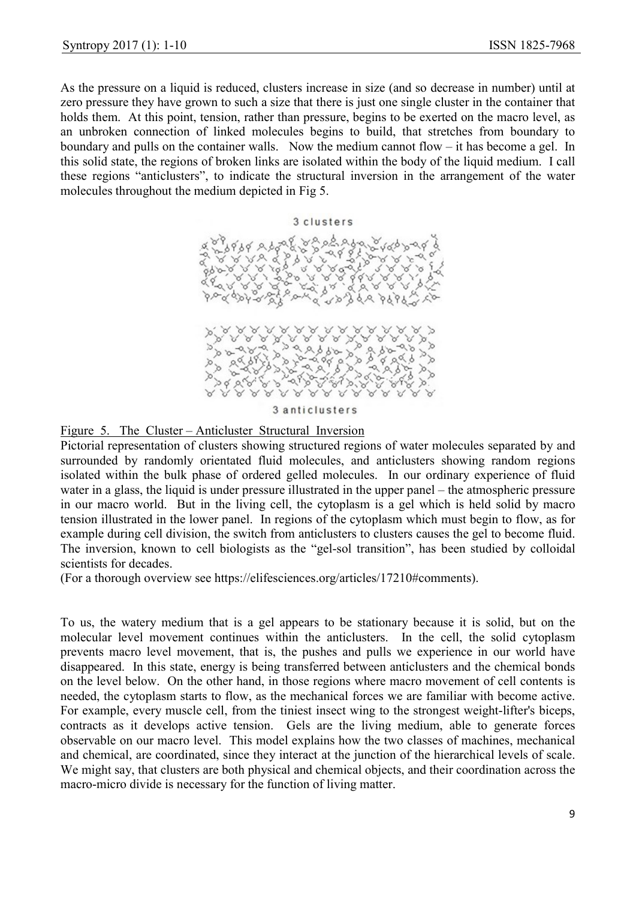As the pressure on a liquid is reduced, clusters increase in size (and so decrease in number) until at zero pressure they have grown to such a size that there is just one single cluster in the container that holds them. At this point, tension, rather than pressure, begins to be exerted on the macro level, as an unbroken connection of linked molecules begins to build, that stretches from boundary to boundary and pulls on the container walls. Now the medium cannot flow – it has become a gel. In this solid state, the regions of broken links are isolated within the body of the liquid medium. I call these regions "anticlusters", to indicate the structural inversion in the arrangement of the water molecules throughout the medium depicted in Fig 5.

Figure 5. The Cluster – Anticluster Structural Inversion

Pictorial representation of clusters showing structured regions of water molecules separated by and surrounded by randomly orientated fluid molecules, and anticlusters showing random regions isolated within the bulk phase of ordered gelled molecules. In our ordinary experience of fluid water in a glass, the liquid is under pressure illustrated in the upper panel – the atmospheric pressure in our macro world. But in the living cell, the cytoplasm is a gel which is held solid by macro tension illustrated in the lower panel. In regions of the cytoplasm which must begin to flow, as for example during cell division, the switch from anticlusters to clusters causes the gel to become fluid. The inversion, known to cell biologists as the "gel-sol transition", has been studied by colloidal scientists for decades.

(For a thorough overview see https://elifesciences.org/articles/17210#comments).

To us, the watery medium that is a gel appears to be stationary because it is solid, but on the molecular level movement continues within the anticlusters. In the cell, the solid cytoplasm prevents macro level movement, that is, the pushes and pulls we experience in our world have disappeared. In this state, energy is being transferred between anticlusters and the chemical bonds on the level below. On the other hand, in those regions where macro movement of cell contents is needed, the cytoplasm starts to flow, as the mechanical forces we are familiar with become active. For example, every muscle cell, from the tiniest insect wing to the strongest weight-lifter's biceps, contracts as it develops active tension. Gels are the living medium, able to generate forces observable on our macro level. This model explains how the two classes of machines, mechanical and chemical, are coordinated, since they interact at the junction of the hierarchical levels of scale. We might say, that clusters are both physical and chemical objects, and their coordination across the macro-micro divide is necessary for the function of living matter.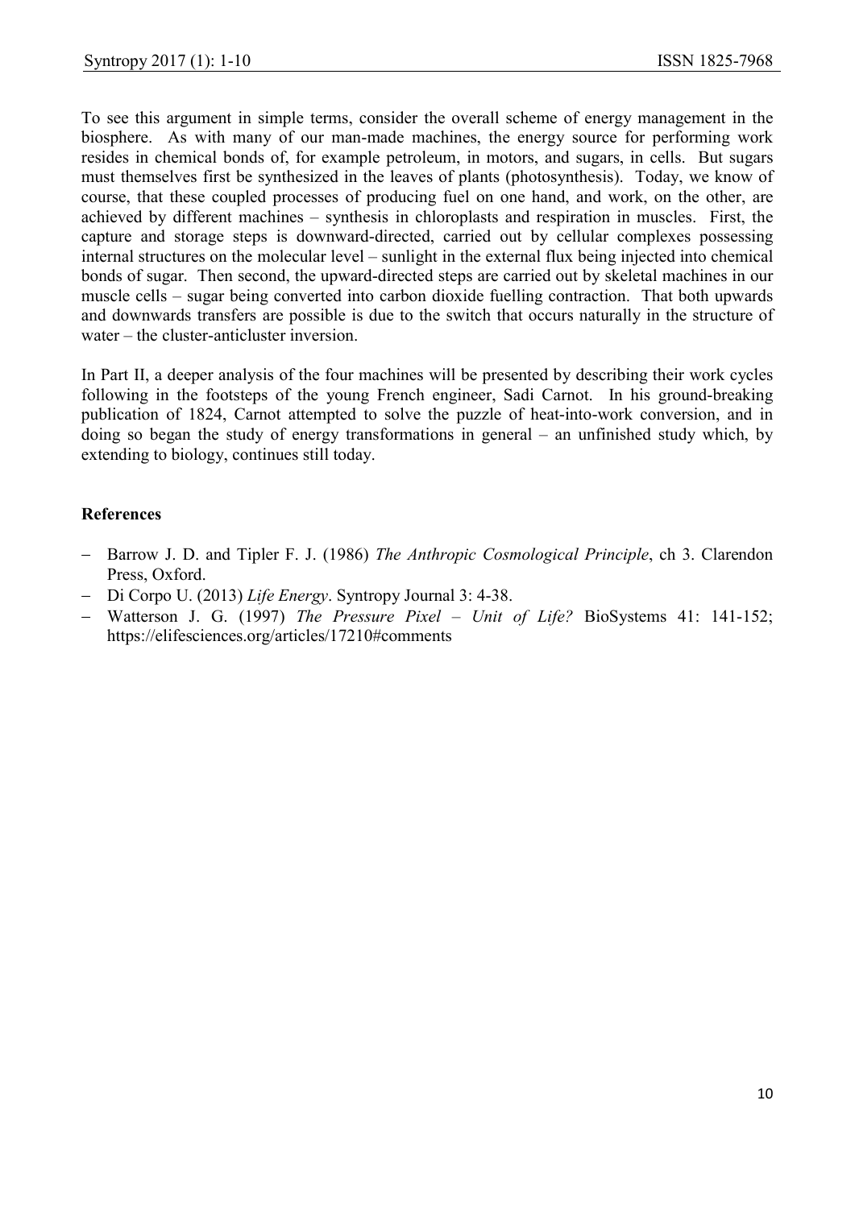To see this argument in simple terms, consider the overall scheme of energy management in the biosphere. As with many of our man-made machines, the energy source for performing work resides in chemical bonds of, for example petroleum, in motors, and sugars, in cells. But sugars must themselves first be synthesized in the leaves of plants (photosynthesis). Today, we know of course, that these coupled processes of producing fuel on one hand, and work, on the other, are achieved by different machines – synthesis in chloroplasts and respiration in muscles. First, the capture and storage steps is downward-directed, carried out by cellular complexes possessing internal structures on the molecular level – sunlight in the external flux being injected into chemical bonds of sugar. Then second, the upward-directed steps are carried out by skeletal machines in our muscle cells – sugar being converted into carbon dioxide fuelling contraction. That both upwards and downwards transfers are possible is due to the switch that occurs naturally in the structure of water – the cluster-anticluster inversion.

In Part II, a deeper analysis of the four machines will be presented by describing their work cycles following in the footsteps of the young French engineer, Sadi Carnot. In his ground-breaking publication of 1824, Carnot attempted to solve the puzzle of heat-into-work conversion, and in doing so began the study of energy transformations in general – an unfinished study which, by extending to biology, continues still today.

## References

- Barrow J. D. and Tipler F. J. (1986) *The Anthropic Cosmological Principle*, ch 3. Clarendon Press, Oxford.
- Di Corpo U. (2013) *Life Energy*. Syntropy Journal 3: 4-38.
- Watterson J. G. (1997) *The Pressure Pixel – Unit of Life?* BioSystems 41: 141-152; https://elifesciences.org/articles/17210#comments